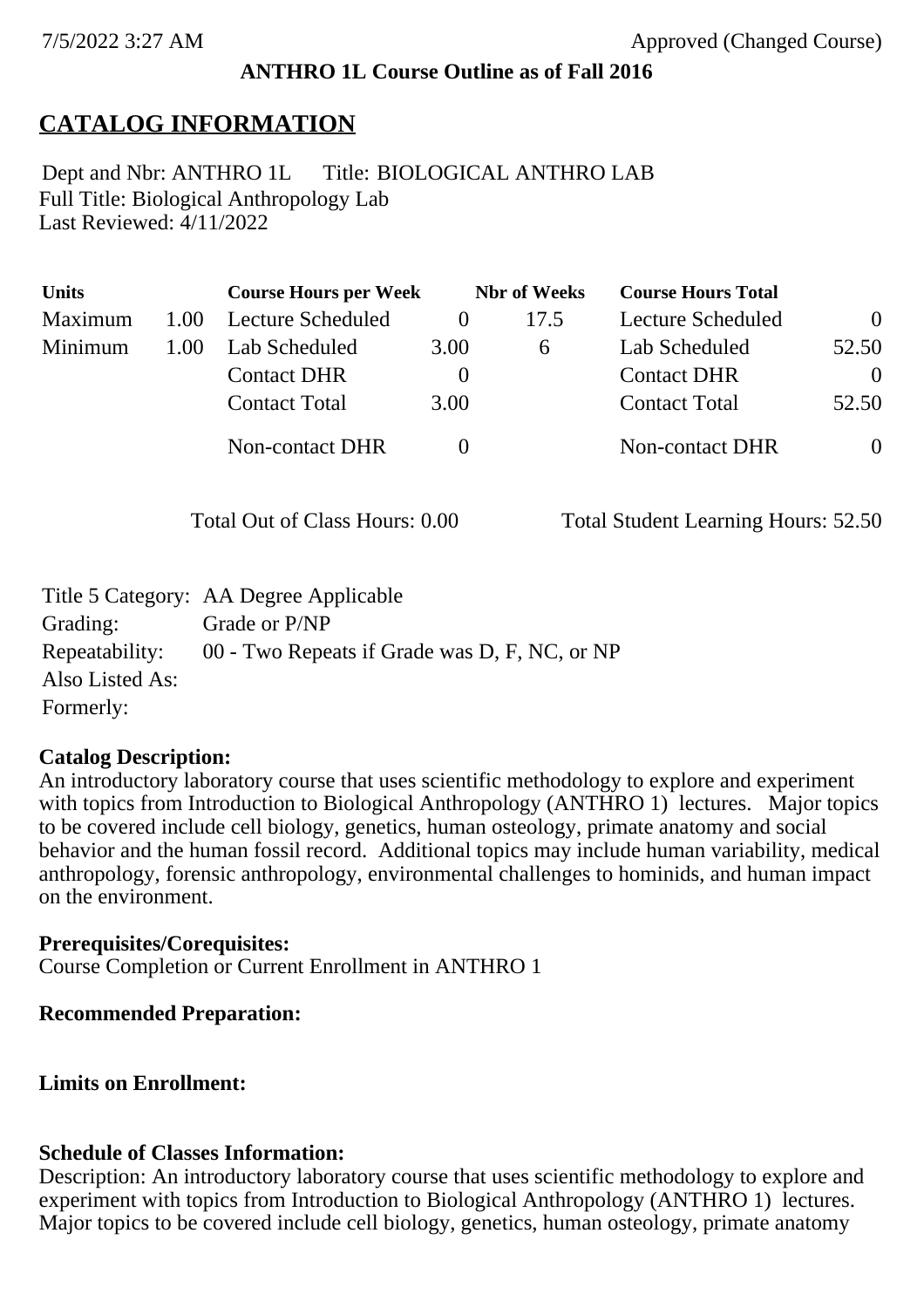**ANTHRO 1L Course Outline as of Fall 2016**

## CATALOG INFORMATION

Dept and Nbr: ANTHRO 1L  Title: BIOLOGICAL ANTHRO LAB
Full Title: Biological Anthropology Lab
Last Reviewed: 4/11/2022

| Units | | Course Hours per Week | | Nbr of Weeks | Course Hours Total | |
|---|---|---|---|---|---|---|
| Maximum | 1.00 | Lecture Scheduled | 0 | 17.5 | Lecture Scheduled | 0 |
| Minimum | 1.00 | Lab Scheduled | 3.00 | 6 | Lab Scheduled | 52.50 |
| | | Contact DHR | 0 | | Contact DHR | 0 |
| | | Contact Total | 3.00 | | Contact Total | 52.50 |
| | | Non-contact DHR | 0 | | Non-contact DHR | 0 |

Total Out of Class Hours: 0.00  Total Student Learning Hours: 52.50

Title 5 Category: AA Degree Applicable
Grading: Grade or P/NP
Repeatability: 00 - Two Repeats if Grade was D, F, NC, or NP
Also Listed As:
Formerly:

**Catalog Description:**
An introductory laboratory course that uses scientific methodology to explore and experiment with topics from Introduction to Biological Anthropology (ANTHRO 1) lectures. Major topics to be covered include cell biology, genetics, human osteology, primate anatomy and social behavior and the human fossil record. Additional topics may include human variability, medical anthropology, forensic anthropology, environmental challenges to hominids, and human impact on the environment.

**Prerequisites/Corequisites:**
Course Completion or Current Enrollment in ANTHRO 1

**Recommended Preparation:**

**Limits on Enrollment:**

**Schedule of Classes Information:**
Description: An introductory laboratory course that uses scientific methodology to explore and experiment with topics from Introduction to Biological Anthropology (ANTHRO 1) lectures. Major topics to be covered include cell biology, genetics, human osteology, primate anatomy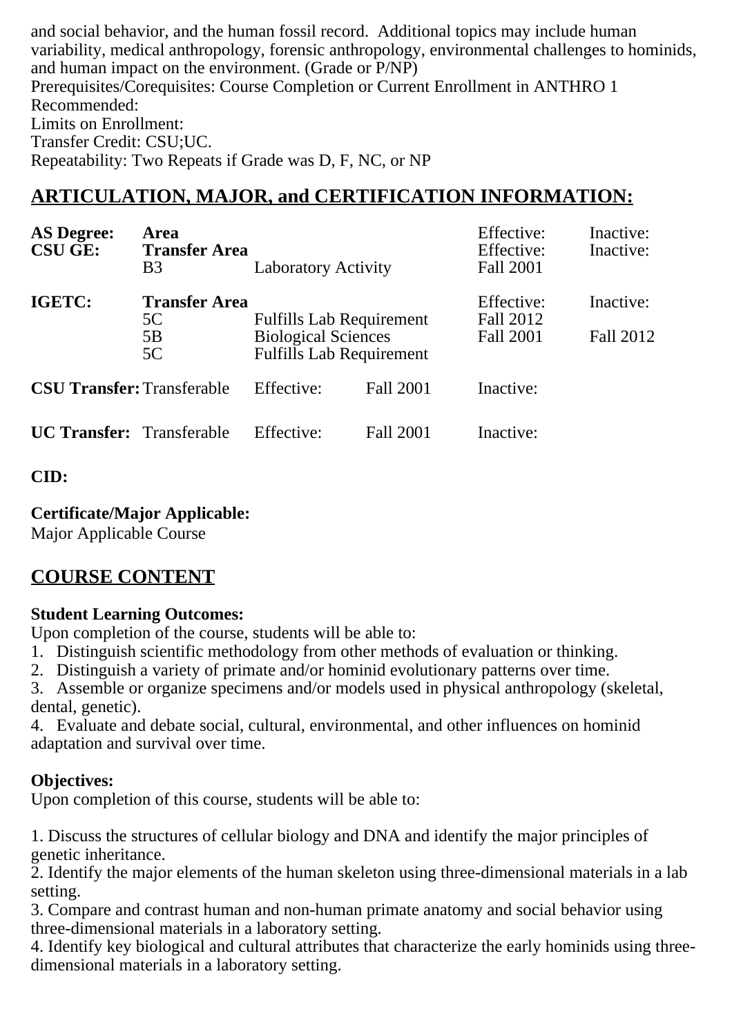and social behavior, and the human fossil record.  Additional topics may include human variability, medical anthropology, forensic anthropology, environmental challenges to hominids, and human impact on the environment. (Grade or P/NP)
Prerequisites/Corequisites: Course Completion or Current Enrollment in ANTHRO 1
Recommended:
Limits on Enrollment:
Transfer Credit: CSU;UC.
Repeatability: Two Repeats if Grade was D, F, NC, or NP

## ARTICULATION, MAJOR, and CERTIFICATION INFORMATION:

| | | | Effective: | Inactive: |
|---|---|---|---|---|
| **AS Degree:** | **Area** | | Effective: | Inactive: |
| **CSU GE:** | **Transfer Area** | | Effective: | Inactive: |
| | B3 | Laboratory Activity | Fall 2001 | |
| **IGETC:** | **Transfer Area** | | Effective: | Inactive: |
| | 5C | Fulfills Lab Requirement | Fall 2012 | |
| | 5B | Biological Sciences | Fall 2001 | Fall 2012 |
| | 5C | Fulfills Lab Requirement | | |

| | | | | |
|---|---|---|---|---|
| **CSU Transfer:** | Transferable | Effective: | Fall 2001 | Inactive: |
| **UC Transfer:** | Transferable | Effective: | Fall 2001 | Inactive: |

**CID:**

**Certificate/Major Applicable:**
Major Applicable Course

## COURSE CONTENT

**Student Learning Outcomes:**
Upon completion of the course, students will be able to:
1. Distinguish scientific methodology from other methods of evaluation or thinking.
2. Distinguish a variety of primate and/or hominid evolutionary patterns over time.
3. Assemble or organize specimens and/or models used in physical anthropology (skeletal, dental, genetic).
4. Evaluate and debate social, cultural, environmental, and other influences on hominid adaptation and survival over time.

**Objectives:**
Upon completion of this course, students will be able to:

1. Discuss the structures of cellular biology and DNA and identify the major principles of genetic inheritance.
2. Identify the major elements of the human skeleton using three-dimensional materials in a lab setting.
3. Compare and contrast human and non-human primate anatomy and social behavior using three-dimensional materials in a laboratory setting.
4. Identify key biological and cultural attributes that characterize the early hominids using three-dimensional materials in a laboratory setting.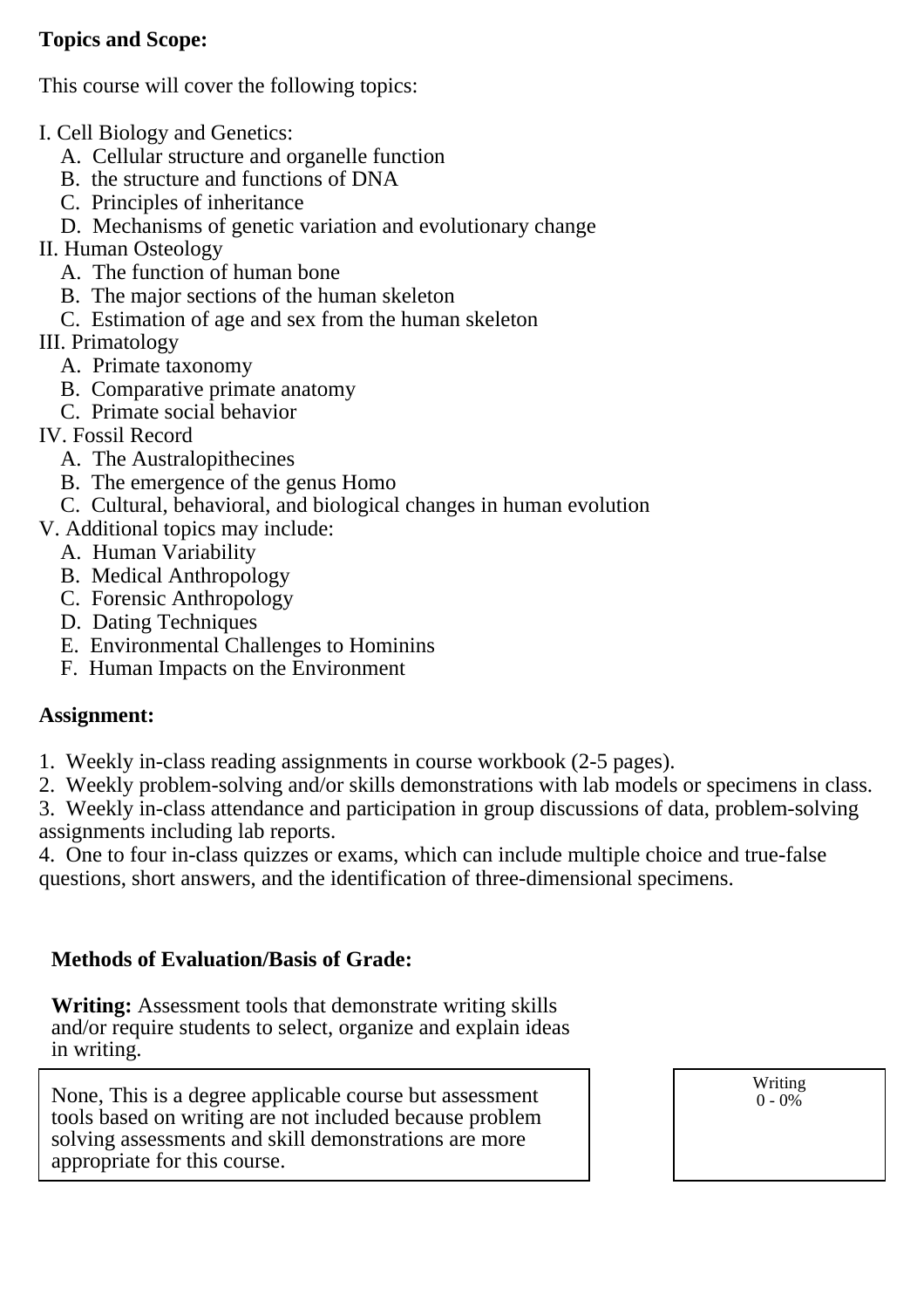**Topics and Scope:**

This course will cover the following topics:

I. Cell Biology and Genetics:
   A. Cellular structure and organelle function
   B. the structure and functions of DNA
   C. Principles of inheritance
   D. Mechanisms of genetic variation and evolutionary change
II. Human Osteology
   A. The function of human bone
   B. The major sections of the human skeleton
   C. Estimation of age and sex from the human skeleton
III. Primatology
   A. Primate taxonomy
   B. Comparative primate anatomy
   C. Primate social behavior
IV. Fossil Record
   A. The Australopithecines
   B. The emergence of the genus Homo
   C. Cultural, behavioral, and biological changes in human evolution
V. Additional topics may include:
   A. Human Variability
   B. Medical Anthropology
   C. Forensic Anthropology
   D. Dating Techniques
   E. Environmental Challenges to Hominins
   F. Human Impacts on the Environment

**Assignment:**

1. Weekly in-class reading assignments in course workbook (2-5 pages).
2. Weekly problem-solving and/or skills demonstrations with lab models or specimens in class.
3. Weekly in-class attendance and participation in group discussions of data, problem-solving assignments including lab reports.
4. One to four in-class quizzes or exams, which can include multiple choice and true-false questions, short answers, and the identification of three-dimensional specimens.

**Methods of Evaluation/Basis of Grade:**

**Writing:** Assessment tools that demonstrate writing skills and/or require students to select, organize and explain ideas in writing.

| | |
|---|---|
| None, This is a degree applicable course but assessment tools based on writing are not included because problem solving assessments and skill demonstrations are more appropriate for this course. | Writing<br>0 - 0% |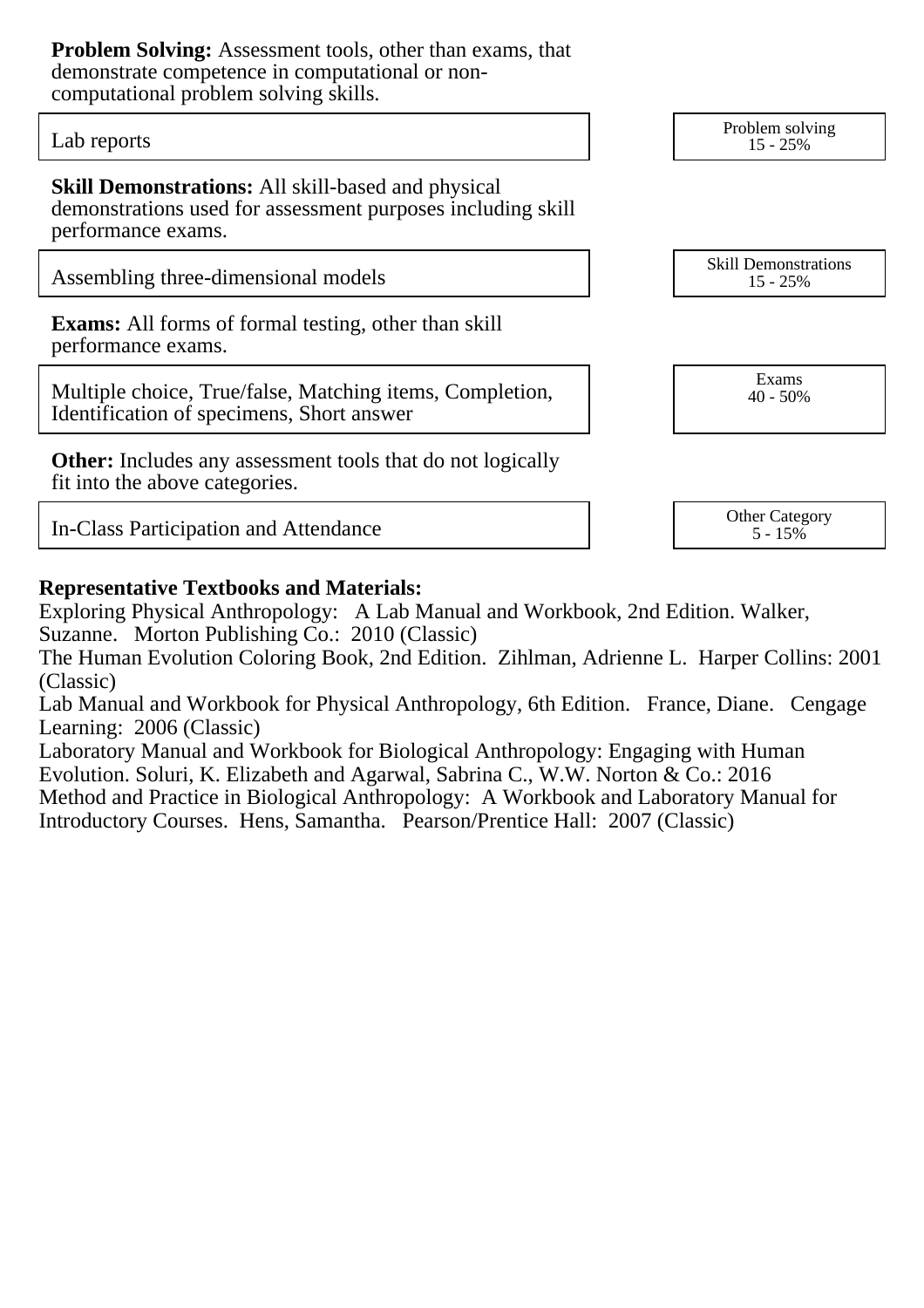**Problem Solving:** Assessment tools, other than exams, that demonstrate competence in computational or non-computational problem solving skills.

| | |
|---|---|
| Lab reports | Problem solving 15 - 25% |

**Skill Demonstrations:** All skill-based and physical demonstrations used for assessment purposes including skill performance exams.

| | |
|---|---|
| Assembling three-dimensional models | Skill Demonstrations 15 - 25% |

**Exams:** All forms of formal testing, other than skill performance exams.

| | |
|---|---|
| Multiple choice, True/false, Matching items, Completion, Identification of specimens, Short answer | Exams 40 - 50% |

**Other:** Includes any assessment tools that do not logically fit into the above categories.

| | |
|---|---|
| In-Class Participation and Attendance | Other Category 5 - 15% |

**Representative Textbooks and Materials:**

Exploring Physical Anthropology: A Lab Manual and Workbook, 2nd Edition. Walker, Suzanne. Morton Publishing Co.: 2010 (Classic)
The Human Evolution Coloring Book, 2nd Edition. Zihlman, Adrienne L. Harper Collins: 2001 (Classic)
Lab Manual and Workbook for Physical Anthropology, 6th Edition. France, Diane. Cengage Learning: 2006 (Classic)
Laboratory Manual and Workbook for Biological Anthropology: Engaging with Human Evolution. Soluri, K. Elizabeth and Agarwal, Sabrina C., W.W. Norton & Co.: 2016
Method and Practice in Biological Anthropology: A Workbook and Laboratory Manual for Introductory Courses. Hens, Samantha. Pearson/Prentice Hall: 2007 (Classic)